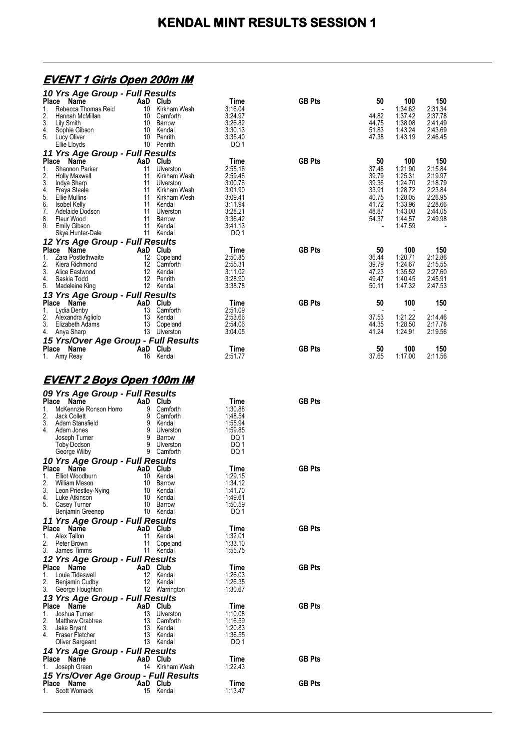# KENDAL MINT RESULTS SESSION 1

## EVENT 1 Girls Open 200m IM

### 10 Yrs Age Group - Full Results

| Place | Name | AaD | Club | Time | GB Pts | 50 | 100 | 150 |
|---|---|---|---|---|---|---|---|---|
| 1. | Rebecca Thomas Reid | 10 | Kirkham Wesh | 3:16.04 | | - | 1:34.62 | 2:31.34 |
| 2. | Hannah McMillan | 10 | Carnforth | 3:24.97 | | 44.82 | 1:37.42 | 2:37.78 |
| 3. | Lily Smith | 10 | Barrow | 3:26.82 | | 44.75 | 1:38.08 | 2:41.49 |
| 4. | Sophie Gibson | 10 | Kendal | 3:30.13 | | 51.83 | 1:43.24 | 2:43.69 |
| 5. | Lucy Oliver | 10 | Penrith | 3:35.40 | | 47.38 | 1:43.19 | 2:46.45 |
| | Ellie Lloyds | 10 | Penrith | DQ 1 | | | | |

### 11 Yrs Age Group - Full Results

| Place | Name | AaD | Club | Time | GB Pts | 50 | 100 | 150 |
|---|---|---|---|---|---|---|---|---|
| 1. | Shannon Parker | 11 | Ulverston | 2:55.16 | | 37.48 | 1:21.90 | 2:15.84 |
| 2. | Holly Maxwell | 11 | Kirkham Wesh | 2:59.46 | | 39.79 | 1:25.31 | 2:19.97 |
| 3. | Indya Sharp | 11 | Ulverston | 3:00.76 | | 39.36 | 1:24.70 | 2:18.79 |
| 4. | Freya Steele | 11 | Kirkham Wesh | 3:01.90 | | 33.91 | 1:28.72 | 2:23.84 |
| 5. | Ellie Mullins | 11 | Kirkham Wesh | 3:09.41 | | 40.75 | 1:28.05 | 2:26.95 |
| 6. | Isobel Kelly | 11 | Kendal | 3:11.94 | | 41.72 | 1:33.96 | 2:28.66 |
| 7. | Adelaide Dodson | 11 | Ulverston | 3:28.21 | | 48.87 | 1:43.08 | 2:44.05 |
| 8. | Fleur Wood | 11 | Barrow | 3:36.42 | | 54.37 | 1:44.57 | 2:49.98 |
| 9. | Emily Gibson | 11 | Kendal | 3:41.13 | | - | 1:47.59 | - |
| | Skye Hunter-Dale | 11 | Kendal | DQ 1 | | | | |

### 12 Yrs Age Group - Full Results

| Place | Name | AaD | Club | Time | GB Pts | 50 | 100 | 150 |
|---|---|---|---|---|---|---|---|---|
| 1. | Zara Postlethwaite | 12 | Copeland | 2:50.85 | | 36.44 | 1:20.71 | 2:12.86 |
| 2. | Kiera Richmond | 12 | Carnforth | 2:55.31 | | 39.79 | 1:24.67 | 2:15.55 |
| 3. | Alice Eastwood | 12 | Kendal | 3:11.02 | | 47.23 | 1:35.52 | 2:27.60 |
| 4. | Saskia Todd | 12 | Penrith | 3:28.90 | | 49.47 | 1:40.45 | 2:45.91 |
| 5. | Madeleine King | 12 | Kendal | 3:38.78 | | 50.11 | 1:47.32 | 2:47.53 |

### 13 Yrs Age Group - Full Results

| Place | Name | AaD | Club | Time | GB Pts | 50 | 100 | 150 |
|---|---|---|---|---|---|---|---|---|
| 1. | Lydia Denby | 13 | Carnforth | 2:51.09 | | - | - | - |
| 2. | Alexandra Agliolo | 13 | Kendal | 2:53.66 | | 37.53 | 1:21.22 | 2:14.46 |
| 3. | Elizabeth Adams | 13 | Copeland | 2:54.06 | | 44.35 | 1:28.50 | 2:17.78 |
| 4. | Anya Sharp | 13 | Ulverston | 3:04.05 | | 41.24 | 1:24.91 | 2:19.56 |

### 15 Yrs/Over Age Group - Full Results

| Place | Name | AaD | Club | Time | GB Pts | 50 | 100 | 150 |
|---|---|---|---|---|---|---|---|---|
| 1. | Amy Reay | 16 | Kendal | 2:51.77 | | 37.65 | 1:17.00 | 2:11.56 |

## EVENT 2 Boys Open 100m IM

### 09 Yrs Age Group - Full Results

| Place | Name | AaD | Club | Time | GB Pts |
|---|---|---|---|---|---|
| 1. | McKennzie Ronson Horro | 9 | Carnforth | 1:30.88 | |
| 2. | Jack Collett | 9 | Carnforth | 1:48.54 | |
| 3. | Adam Stansfield | 9 | Kendal | 1:55.94 | |
| 4. | Adam Jones | 9 | Ulverston | 1:59.85 | |
| | Joseph Turner | 9 | Barrow | DQ 1 | |
| | Toby Dodson | 9 | Ulverston | DQ 1 | |
| | George Wilby | 9 | Carnforth | DQ 1 | |

### 10 Yrs Age Group - Full Results

| Place | Name | AaD | Club | Time | GB Pts |
|---|---|---|---|---|---|
| 1. | Elliot Woodburn | 10 | Kendal | 1:29.15 | |
| 2. | William Mason | 10 | Barrow | 1:34.12 | |
| 3. | Leon Priestley-Nying | 10 | Kendal | 1:41.70 | |
| 4. | Luke Atkinson | 10 | Kendal | 1:49.61 | |
| 5. | Casey Turner | 10 | Barrow | 1:50.59 | |
| | Benjamin Greenep | 10 | Kendal | DQ 1 | |

### 11 Yrs Age Group - Full Results

| Place | Name | AaD | Club | Time | GB Pts |
|---|---|---|---|---|---|
| 1. | Alex Tallon | 11 | Kendal | 1:32.01 | |
| 2. | Peter Brown | 11 | Copeland | 1:33.10 | |
| 3. | James Timms | 11 | Kendal | 1:55.75 | |

### 12 Yrs Age Group - Full Results

| Place | Name | AaD | Club | Time | GB Pts |
|---|---|---|---|---|---|
| 1. | Louie Tideswell | 12 | Kendal | 1:26.03 | |
| 2. | Benjamin Cudby | 12 | Kendal | 1:26.35 | |
| 3. | George Houghton | 12 | Warrington | 1:30.67 | |

### 13 Yrs Age Group - Full Results

| Place | Name | AaD | Club | Time | GB Pts |
|---|---|---|---|---|---|
| 1. | Joshua Turner | 13 | Ulverston | 1:10.08 | |
| 2. | Matthew Crabtree | 13 | Carnforth | 1:16.59 | |
| 3. | Jake Bryant | 13 | Kendal | 1:20.83 | |
| 4. | Fraser Fletcher | 13 | Kendal | 1:36.55 | |
| | Oliver Sargeant | 13 | Kendal | DQ 1 | |

### 14 Yrs Age Group - Full Results

| Place | Name | AaD | Club | Time | GB Pts |
|---|---|---|---|---|---|
| 1. | Joseph Green | 14 | Kirkham Wesh | 1:22.43 | |

### 15 Yrs/Over Age Group - Full Results

| Place | Name | AaD | Club | Time | GB Pts |
|---|---|---|---|---|---|
| 1. | Scott Womack | 15 | Kendal | 1:13.47 | |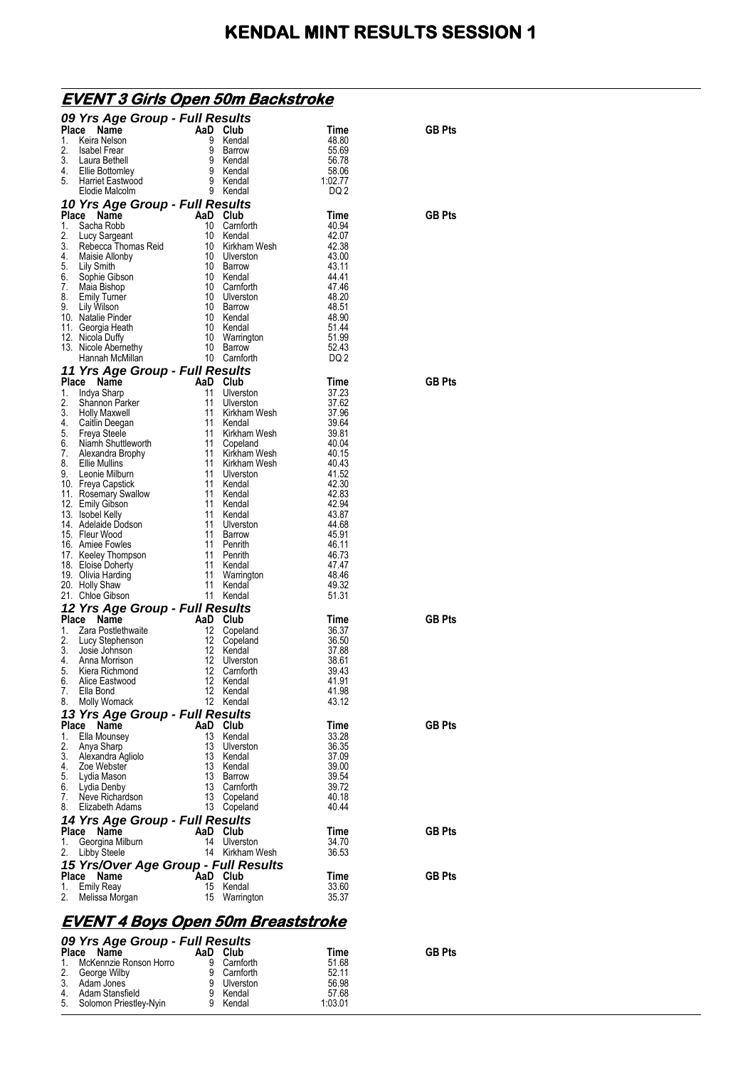# KENDAL MINT RESULTS SESSION 1

## EVENT 3 Girls Open 50m Backstroke

### 09 Yrs Age Group - Full Results

| Place | Name | AaD | Club | Time | GB Pts |
|---|---|---|---|---|---|
| 1. | Keira Nelson | 9 | Kendal | 48.80 | |
| 2. | Isabel Frear | 9 | Barrow | 55.69 | |
| 3. | Laura Bethell | 9 | Kendal | 56.78 | |
| 4. | Ellie Bottomley | 9 | Kendal | 58.06 | |
| 5. | Harriet Eastwood | 9 | Kendal | 1:02.77 | |
| | Elodie Malcolm | 9 | Kendal | DQ 2 | |

### 10 Yrs Age Group - Full Results

| Place | Name | AaD | Club | Time | GB Pts |
|---|---|---|---|---|---|
| 1. | Sacha Robb | 10 | Carnforth | 40.94 | |
| 2. | Lucy Sargeant | 10 | Kendal | 42.07 | |
| 3. | Rebecca Thomas Reid | 10 | Kirkham Wesh | 42.38 | |
| 4. | Maisie Allonby | 10 | Ulverston | 43.00 | |
| 5. | Lily Smith | 10 | Barrow | 43.11 | |
| 6. | Sophie Gibson | 10 | Kendal | 44.41 | |
| 7. | Maia Bishop | 10 | Carnforth | 47.46 | |
| 8. | Emily Turner | 10 | Ulverston | 48.20 | |
| 9. | Lily Wilson | 10 | Barrow | 48.51 | |
| 10. | Natalie Pinder | 10 | Kendal | 48.90 | |
| 11. | Georgia Heath | 10 | Kendal | 51.44 | |
| 12. | Nicola Duffy | 10 | Warrington | 51.99 | |
| 13. | Nicole Abernethy | 10 | Barrow | 52.43 | |
| | Hannah McMillan | 10 | Carnforth | DQ 2 | |

### 11 Yrs Age Group - Full Results

| Place | Name | AaD | Club | Time | GB Pts |
|---|---|---|---|---|---|
| 1. | Indya Sharp | 11 | Ulverston | 37.23 | |
| 2. | Shannon Parker | 11 | Ulverston | 37.62 | |
| 3. | Holly Maxwell | 11 | Kirkham Wesh | 37.96 | |
| 4. | Caitlin Deegan | 11 | Kendal | 39.64 | |
| 5. | Freya Steele | 11 | Kirkham Wesh | 39.81 | |
| 6. | Niamh Shuttleworth | 11 | Copeland | 40.04 | |
| 7. | Alexandra Brophy | 11 | Kirkham Wesh | 40.15 | |
| 8. | Ellie Mullins | 11 | Kirkham Wesh | 40.43 | |
| 9. | Leonie Milburn | 11 | Ulverston | 41.52 | |
| 10. | Freya Capstick | 11 | Kendal | 42.30 | |
| 11. | Rosemary Swallow | 11 | Kendal | 42.83 | |
| 12. | Emily Gibson | 11 | Kendal | 42.94 | |
| 13. | Isobel Kelly | 11 | Kendal | 43.87 | |
| 14. | Adelaide Dodson | 11 | Ulverston | 44.68 | |
| 15. | Fleur Wood | 11 | Barrow | 45.91 | |
| 16. | Amiee Fowles | 11 | Penrith | 46.11 | |
| 17. | Keeley Thompson | 11 | Penrith | 46.73 | |
| 18. | Eloise Doherty | 11 | Kendal | 47.47 | |
| 19. | Olivia Harding | 11 | Warrington | 48.46 | |
| 20. | Holly Shaw | 11 | Kendal | 49.32 | |
| 21. | Chloe Gibson | 11 | Kendal | 51.31 | |

### 12 Yrs Age Group - Full Results

| Place | Name | AaD | Club | Time | GB Pts |
|---|---|---|---|---|---|
| 1. | Zara Postlethwaite | 12 | Copeland | 36.37 | |
| 2. | Lucy Stephenson | 12 | Copeland | 36.50 | |
| 3. | Josie Johnson | 12 | Kendal | 37.88 | |
| 4. | Anna Morrison | 12 | Ulverston | 38.61 | |
| 5. | Kiera Richmond | 12 | Carnforth | 39.43 | |
| 6. | Alice Eastwood | 12 | Kendal | 41.91 | |
| 7. | Ella Bond | 12 | Kendal | 41.98 | |
| 8. | Molly Womack | 12 | Kendal | 43.12 | |

### 13 Yrs Age Group - Full Results

| Place | Name | AaD | Club | Time | GB Pts |
|---|---|---|---|---|---|
| 1. | Ella Mounsey | 13 | Kendal | 33.28 | |
| 2. | Anya Sharp | 13 | Ulverston | 36.35 | |
| 3. | Alexandra Agliolo | 13 | Kendal | 37.09 | |
| 4. | Zoe Webster | 13 | Kendal | 39.00 | |
| 5. | Lydia Mason | 13 | Barrow | 39.54 | |
| 6. | Lydia Denby | 13 | Carnforth | 39.72 | |
| 7. | Neve Richardson | 13 | Copeland | 40.18 | |
| 8. | Elizabeth Adams | 13 | Copeland | 40.44 | |

### 14 Yrs Age Group - Full Results

| Place | Name | AaD | Club | Time | GB Pts |
|---|---|---|---|---|---|
| 1. | Georgina Milburn | 14 | Ulverston | 34.70 | |
| 2. | Libby Steele | 14 | Kirkham Wesh | 36.53 | |

### 15 Yrs/Over Age Group - Full Results

| Place | Name | AaD | Club | Time | GB Pts |
|---|---|---|---|---|---|
| 1. | Emily Reay | 15 | Kendal | 33.60 | |
| 2. | Melissa Morgan | 15 | Warrington | 35.37 | |

## EVENT 4 Boys Open 50m Breaststroke

### 09 Yrs Age Group - Full Results

| Place | Name | AaD | Club | Time | GB Pts |
|---|---|---|---|---|---|
| 1. | McKennzie Ronson Horro | 9 | Carnforth | 51.68 | |
| 2. | George Wilby | 9 | Carnforth | 52.11 | |
| 3. | Adam Jones | 9 | Ulverston | 56.98 | |
| 4. | Adam Stansfield | 9 | Kendal | 57.68 | |
| 5. | Solomon Priestley-Nyin | 9 | Kendal | 1:03.01 | |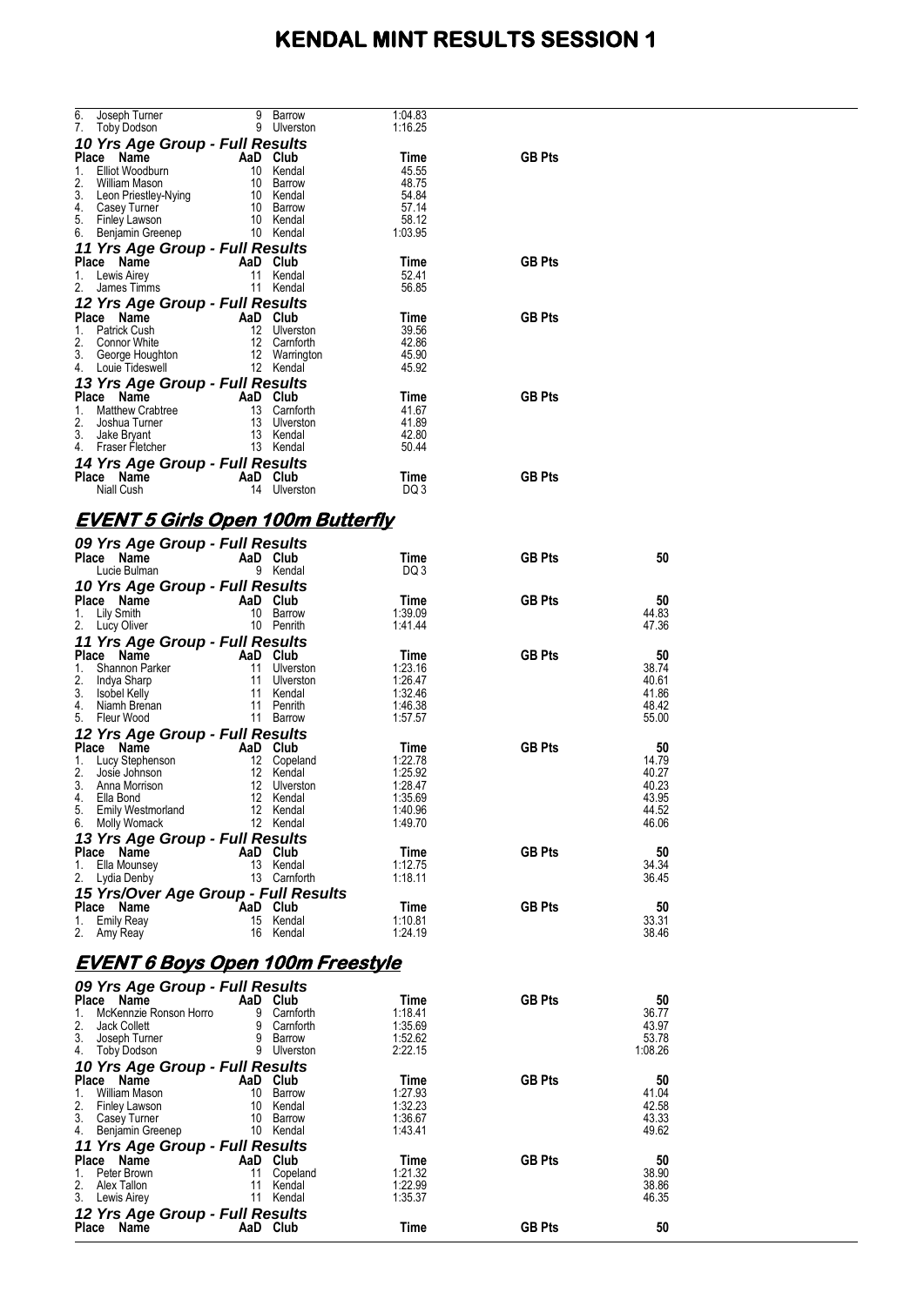# KENDAL MINT RESULTS SESSION 1

| Place | Name | AaD | Club | Time | GB Pts |
|---|---|---|---|---|---|
| 6. | Joseph Turner | 9 | Barrow | 1:04.83 | |
| 7. | Toby Dodson | 9 | Ulverston | 1:16.25 | |

***10 Yrs Age Group - Full Results***

| Place | Name | AaD | Club | Time | GB Pts |
|---|---|---|---|---|---|
| 1. | Elliot Woodburn | 10 | Kendal | 45.55 | |
| 2. | William Mason | 10 | Barrow | 48.75 | |
| 3. | Leon Priestley-Nying | 10 | Kendal | 54.84 | |
| 4. | Casey Turner | 10 | Barrow | 57.14 | |
| 5. | Finley Lawson | 10 | Kendal | 58.12 | |
| 6. | Benjamin Greenep | 10 | Kendal | 1:03.95 | |

***11 Yrs Age Group - Full Results***

| Place | Name | AaD | Club | Time | GB Pts |
|---|---|---|---|---|---|
| 1. | Lewis Airey | 11 | Kendal | 52.41 | |
| 2. | James Timms | 11 | Kendal | 56.85 | |

***12 Yrs Age Group - Full Results***

| Place | Name | AaD | Club | Time | GB Pts |
|---|---|---|---|---|---|
| 1. | Patrick Cush | 12 | Ulverston | 39.56 | |
| 2. | Connor White | 12 | Carnforth | 42.86 | |
| 3. | George Houghton | 12 | Warrington | 45.90 | |
| 4. | Louie Tideswell | 12 | Kendal | 45.92 | |

***13 Yrs Age Group - Full Results***

| Place | Name | AaD | Club | Time | GB Pts |
|---|---|---|---|---|---|
| 1. | Matthew Crabtree | 13 | Carnforth | 41.67 | |
| 2. | Joshua Turner | 13 | Ulverston | 41.89 | |
| 3. | Jake Bryant | 13 | Kendal | 42.80 | |
| 4. | Fraser Fletcher | 13 | Kendal | 50.44 | |

***14 Yrs Age Group - Full Results***

| Place | Name | AaD | Club | Time | GB Pts |
|---|---|---|---|---|---|
| | Niall Cush | 14 | Ulverston | DQ 3 | |

## EVENT 5 Girls Open 100m Butterfly

***09 Yrs Age Group - Full Results***

| Place | Name | AaD | Club | Time | GB Pts | 50 |
|---|---|---|---|---|---|---|
| | Lucie Bulman | 9 | Kendal | DQ 3 | | |

***10 Yrs Age Group - Full Results***

| Place | Name | AaD | Club | Time | GB Pts | 50 |
|---|---|---|---|---|---|---|
| 1. | Lily Smith | 10 | Barrow | 1:39.09 | | 44.83 |
| 2. | Lucy Oliver | 10 | Penrith | 1:41.44 | | 47.36 |

***11 Yrs Age Group - Full Results***

| Place | Name | AaD | Club | Time | GB Pts | 50 |
|---|---|---|---|---|---|---|
| 1. | Shannon Parker | 11 | Ulverston | 1:23.16 | | 38.74 |
| 2. | Indya Sharp | 11 | Ulverston | 1:26.47 | | 40.61 |
| 3. | Isobel Kelly | 11 | Kendal | 1:32.46 | | 41.86 |
| 4. | Niamh Brenan | 11 | Penrith | 1:46.38 | | 48.42 |
| 5. | Fleur Wood | 11 | Barrow | 1:57.57 | | 55.00 |

***12 Yrs Age Group - Full Results***

| Place | Name | AaD | Club | Time | GB Pts | 50 |
|---|---|---|---|---|---|---|
| 1. | Lucy Stephenson | 12 | Copeland | 1:22.78 | | 14.79 |
| 2. | Josie Johnson | 12 | Kendal | 1:25.92 | | 40.27 |
| 3. | Anna Morrison | 12 | Ulverston | 1:28.47 | | 40.23 |
| 4. | Ella Bond | 12 | Kendal | 1:35.69 | | 43.95 |
| 5. | Emily Westmorland | 12 | Kendal | 1:40.96 | | 44.52 |
| 6. | Molly Womack | 12 | Kendal | 1:49.70 | | 46.06 |

***13 Yrs Age Group - Full Results***

| Place | Name | AaD | Club | Time | GB Pts | 50 |
|---|---|---|---|---|---|---|
| 1. | Ella Mounsey | 13 | Kendal | 1:12.75 | | 34.34 |
| 2. | Lydia Denby | 13 | Carnforth | 1:18.11 | | 36.45 |

***15 Yrs/Over Age Group - Full Results***

| Place | Name | AaD | Club | Time | GB Pts | 50 |
|---|---|---|---|---|---|---|
| 1. | Emily Reay | 15 | Kendal | 1:10.81 | | 33.31 |
| 2. | Amy Reay | 16 | Kendal | 1:24.19 | | 38.46 |

## EVENT 6 Boys Open 100m Freestyle

***09 Yrs Age Group - Full Results***

| Place | Name | AaD | Club | Time | GB Pts | 50 |
|---|---|---|---|---|---|---|
| 1. | McKennzie Ronson Horro | 9 | Carnforth | 1:18.41 | | 36.77 |
| 2. | Jack Collett | 9 | Carnforth | 1:35.69 | | 43.97 |
| 3. | Joseph Turner | 9 | Barrow | 1:52.62 | | 53.78 |
| 4. | Toby Dodson | 9 | Ulverston | 2:22.15 | | 1:08.26 |

***10 Yrs Age Group - Full Results***

| Place | Name | AaD | Club | Time | GB Pts | 50 |
|---|---|---|---|---|---|---|
| 1. | William Mason | 10 | Barrow | 1:27.93 | | 41.04 |
| 2. | Finley Lawson | 10 | Kendal | 1:32.23 | | 42.58 |
| 3. | Casey Turner | 10 | Barrow | 1:36.67 | | 43.33 |
| 4. | Benjamin Greenep | 10 | Kendal | 1:43.41 | | 49.62 |

***11 Yrs Age Group - Full Results***

| Place | Name | AaD | Club | Time | GB Pts | 50 |
|---|---|---|---|---|---|---|
| 1. | Peter Brown | 11 | Copeland | 1:21.32 | | 38.90 |
| 2. | Alex Tallon | 11 | Kendal | 1:22.99 | | 38.86 |
| 3. | Lewis Airey | 11 | Kendal | 1:35.37 | | 46.35 |

***12 Yrs Age Group - Full Results***

| Place | Name | AaD | Club | Time | GB Pts | 50 |
|---|---|---|---|---|---|---|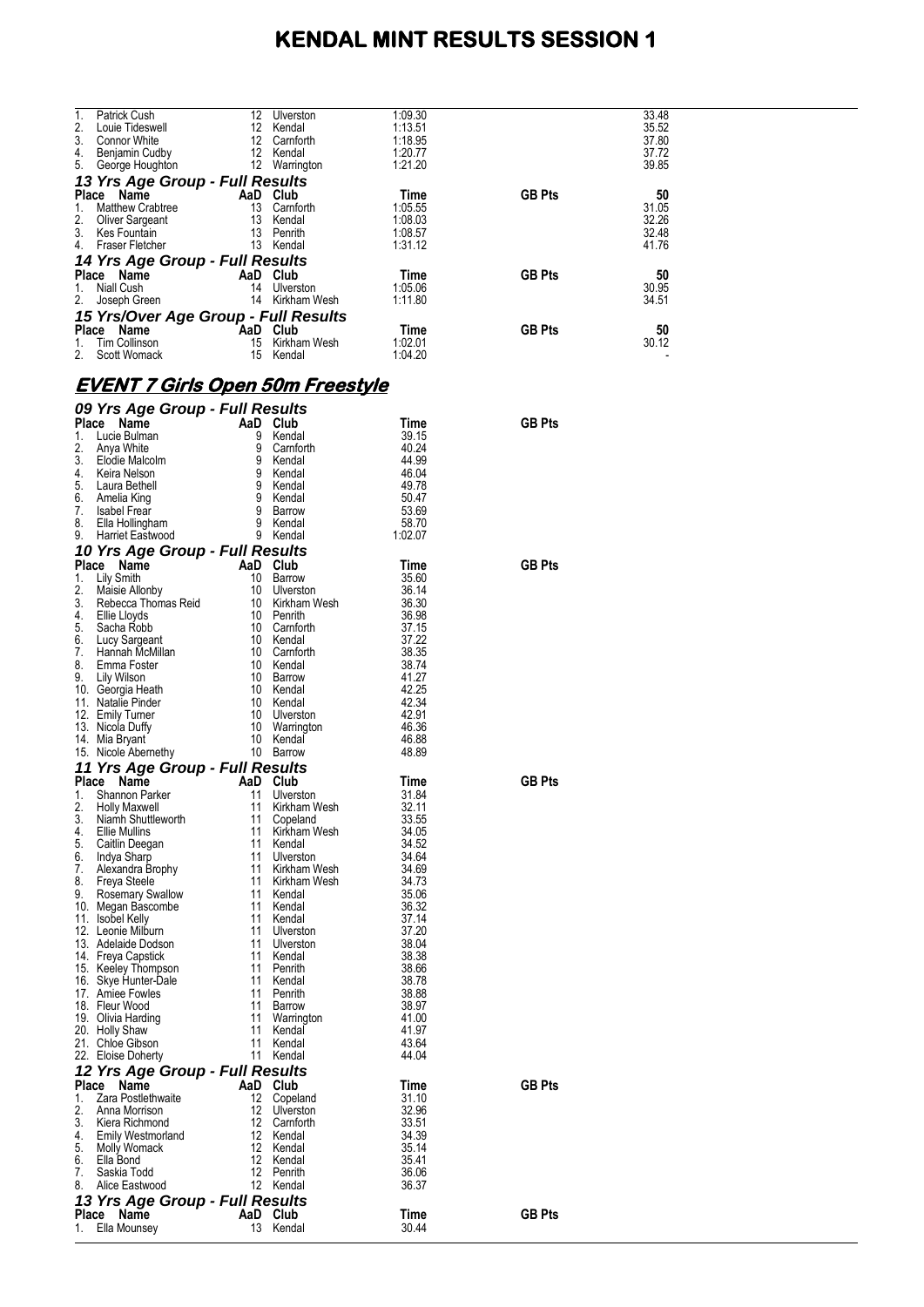# KENDAL MINT RESULTS SESSION 1

| Place | Name | AaD | Club | Time | GB Pts | 50 |
|---|---|---|---|---|---|---|
| 1. | Patrick Cush | 12 | Ulverston | 1:09.30 | | 33.48 |
| 2. | Louie Tideswell | 12 | Kendal | 1:13.51 | | 35.52 |
| 3. | Connor White | 12 | Carnforth | 1:18.95 | | 37.80 |
| 4. | Benjamin Cudby | 12 | Kendal | 1:20.77 | | 37.72 |
| 5. | George Houghton | 12 | Warrington | 1:21.20 | | 39.85 |

### 13 Yrs Age Group - Full Results

| Place | Name | AaD | Club | Time | GB Pts | 50 |
|---|---|---|---|---|---|---|
| 1. | Matthew Crabtree | 13 | Carnforth | 1:05.55 | | 31.05 |
| 2. | Oliver Sargeant | 13 | Kendal | 1:08.03 | | 32.26 |
| 3. | Kes Fountain | 13 | Penrith | 1:08.57 | | 32.48 |
| 4. | Fraser Fletcher | 13 | Kendal | 1:31.12 | | 41.76 |

### 14 Yrs Age Group - Full Results

| Place | Name | AaD | Club | Time | GB Pts | 50 |
|---|---|---|---|---|---|---|
| 1. | Niall Cush | 14 | Ulverston | 1:05.06 | | 30.95 |
| 2. | Joseph Green | 14 | Kirkham Wesh | 1:11.80 | | 34.51 |

### 15 Yrs/Over Age Group - Full Results

| Place | Name | AaD | Club | Time | GB Pts | 50 |
|---|---|---|---|---|---|---|
| 1. | Tim Collinson | 15 | Kirkham Wesh | 1:02.01 | | 30.12 |
| 2. | Scott Womack | 15 | Kendal | 1:04.20 | | - |

## EVENT 7 Girls Open 50m Freestyle

### 09 Yrs Age Group - Full Results

| Place | Name | AaD | Club | Time | GB Pts |
|---|---|---|---|---|---|
| 1. | Lucie Bulman | 9 | Kendal | 39.15 | |
| 2. | Anya White | 9 | Carnforth | 40.24 | |
| 3. | Elodie Malcolm | 9 | Kendal | 44.99 | |
| 4. | Keira Nelson | 9 | Kendal | 46.04 | |
| 5. | Laura Bethell | 9 | Kendal | 49.78 | |
| 6. | Amelia King | 9 | Kendal | 50.47 | |
| 7. | Isabel Frear | 9 | Barrow | 53.69 | |
| 8. | Ella Hollingham | 9 | Kendal | 58.70 | |
| 9. | Harriet Eastwood | 9 | Kendal | 1:02.07 | |

### 10 Yrs Age Group - Full Results

| Place | Name | AaD | Club | Time | GB Pts |
|---|---|---|---|---|---|
| 1. | Lily Smith | 10 | Barrow | 35.60 | |
| 2. | Maisie Allonby | 10 | Ulverston | 36.14 | |
| 3. | Rebecca Thomas Reid | 10 | Kirkham Wesh | 36.30 | |
| 4. | Ellie Lloyds | 10 | Penrith | 36.98 | |
| 5. | Sacha Robb | 10 | Carnforth | 37.15 | |
| 6. | Lucy Sargeant | 10 | Kendal | 37.22 | |
| 7. | Hannah McMillan | 10 | Carnforth | 38.35 | |
| 8. | Emma Foster | 10 | Kendal | 38.74 | |
| 9. | Lily Wilson | 10 | Barrow | 41.27 | |
| 10. | Georgia Heath | 10 | Kendal | 42.25 | |
| 11. | Natalie Pinder | 10 | Kendal | 42.34 | |
| 12. | Emily Turner | 10 | Ulverston | 42.91 | |
| 13. | Nicola Duffy | 10 | Warrington | 46.36 | |
| 14. | Mia Bryant | 10 | Kendal | 46.88 | |
| 15. | Nicole Abernethy | 10 | Barrow | 48.89 | |

### 11 Yrs Age Group - Full Results

| Place | Name | AaD | Club | Time | GB Pts |
|---|---|---|---|---|---|
| 1. | Shannon Parker | 11 | Ulverston | 31.84 | |
| 2. | Holly Maxwell | 11 | Kirkham Wesh | 32.11 | |
| 3. | Niamh Shuttleworth | 11 | Copeland | 33.55 | |
| 4. | Ellie Mullins | 11 | Kirkham Wesh | 34.05 | |
| 5. | Caitlin Deegan | 11 | Kendal | 34.52 | |
| 6. | Indya Sharp | 11 | Ulverston | 34.64 | |
| 7. | Alexandra Brophy | 11 | Kirkham Wesh | 34.69 | |
| 8. | Freya Steele | 11 | Kirkham Wesh | 34.73 | |
| 9. | Rosemary Swallow | 11 | Kendal | 35.06 | |
| 10. | Megan Bascombe | 11 | Kendal | 36.32 | |
| 11. | Isobel Kelly | 11 | Kendal | 37.14 | |
| 12. | Leonie Milburn | 11 | Ulverston | 37.20 | |
| 13. | Adelaide Dodson | 11 | Ulverston | 38.04 | |
| 14. | Freya Capstick | 11 | Kendal | 38.38 | |
| 15. | Keeley Thompson | 11 | Penrith | 38.66 | |
| 16. | Skye Hunter-Dale | 11 | Kendal | 38.78 | |
| 17. | Amiee Fowles | 11 | Penrith | 38.88 | |
| 18. | Fleur Wood | 11 | Barrow | 38.97 | |
| 19. | Olivia Harding | 11 | Warrington | 41.00 | |
| 20. | Holly Shaw | 11 | Kendal | 41.97 | |
| 21. | Chloe Gibson | 11 | Kendal | 43.64 | |
| 22. | Eloise Doherty | 11 | Kendal | 44.04 | |

### 12 Yrs Age Group - Full Results

| Place | Name | AaD | Club | Time | GB Pts |
|---|---|---|---|---|---|
| 1. | Zara Postlethwaite | 12 | Copeland | 31.10 | |
| 2. | Anna Morrison | 12 | Ulverston | 32.96 | |
| 3. | Kiera Richmond | 12 | Carnforth | 33.51 | |
| 4. | Emily Westmorland | 12 | Kendal | 34.39 | |
| 5. | Molly Womack | 12 | Kendal | 35.14 | |
| 6. | Ella Bond | 12 | Kendal | 35.41 | |
| 7. | Saskia Todd | 12 | Penrith | 36.06 | |
| 8. | Alice Eastwood | 12 | Kendal | 36.37 | |

### 13 Yrs Age Group - Full Results

| Place | Name | AaD | Club | Time | GB Pts |
|---|---|---|---|---|---|
| 1. | Ella Mounsey | 13 | Kendal | 30.44 | |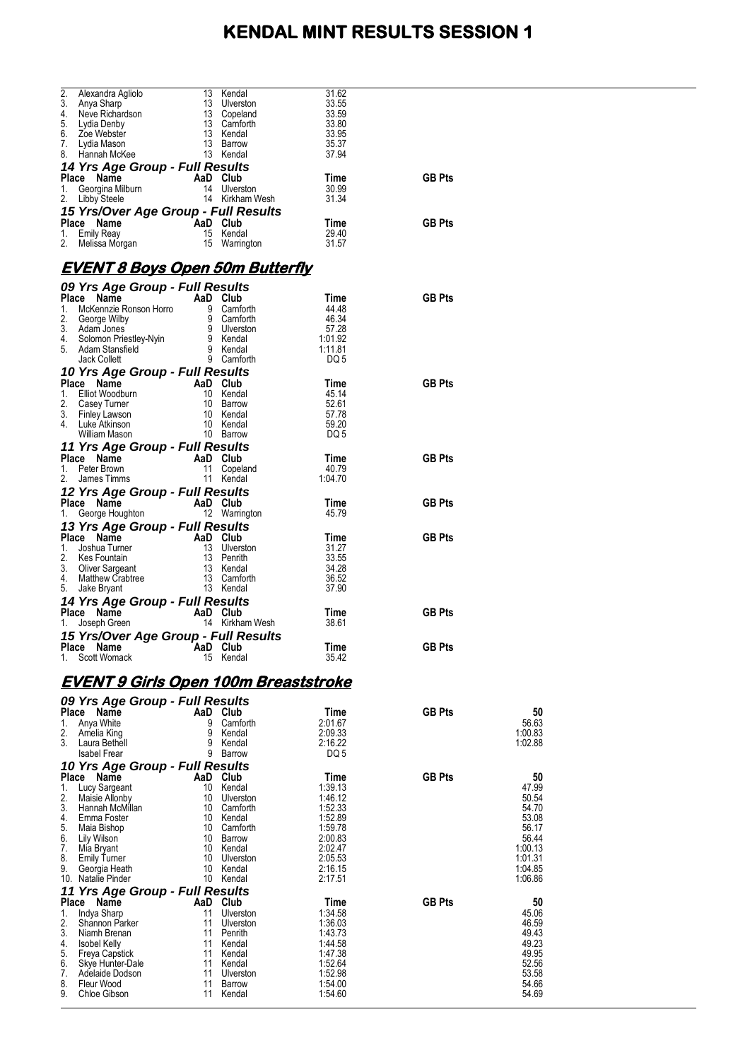# KENDAL MINT RESULTS SESSION 1

| Place | Name | AaD | Club | Time | GB Pts |
|---|---|---|---|---|---|
| 2. | Alexandra Agliolo | 13 | Kendal | 31.62 | |
| 3. | Anya Sharp | 13 | Ulverston | 33.55 | |
| 4. | Neve Richardson | 13 | Copeland | 33.59 | |
| 5. | Lydia Denby | 13 | Carnforth | 33.80 | |
| 6. | Zoe Webster | 13 | Kendal | 33.95 | |
| 7. | Lydia Mason | 13 | Barrow | 35.37 | |
| 8. | Hannah McKee | 13 | Kendal | 37.94 | |

### 14 Yrs Age Group - Full Results

| Place | Name | AaD | Club | Time | GB Pts |
|---|---|---|---|---|---|
| 1. | Georgina Milburn | 14 | Ulverston | 30.99 | |
| 2. | Libby Steele | 14 | Kirkham Wesh | 31.34 | |

### 15 Yrs/Over Age Group - Full Results

| Place | Name | AaD | Club | Time | GB Pts |
|---|---|---|---|---|---|
| 1. | Emily Reay | 15 | Kendal | 29.40 | |
| 2. | Melissa Morgan | 15 | Warrington | 31.57 | |

## EVENT 8 Boys Open 50m Butterfly

### 09 Yrs Age Group - Full Results

| Place | Name | AaD | Club | Time | GB Pts |
|---|---|---|---|---|---|
| 1. | McKennzie Ronson Horro | 9 | Carnforth | 44.48 | |
| 2. | George Wilby | 9 | Carnforth | 46.34 | |
| 3. | Adam Jones | 9 | Ulverston | 57.28 | |
| 4. | Solomon Priestley-Nyin | 9 | Kendal | 1:01.92 | |
| 5. | Adam Stansfield | 9 | Kendal | 1:11.81 | |
| | Jack Collett | 9 | Carnforth | DQ 5 | |

### 10 Yrs Age Group - Full Results

| Place | Name | AaD | Club | Time | GB Pts |
|---|---|---|---|---|---|
| 1. | Elliot Woodburn | 10 | Kendal | 45.14 | |
| 2. | Casey Turner | 10 | Barrow | 52.61 | |
| 3. | Finley Lawson | 10 | Kendal | 57.78 | |
| 4. | Luke Atkinson | 10 | Kendal | 59.20 | |
| | William Mason | 10 | Barrow | DQ 5 | |

### 11 Yrs Age Group - Full Results

| Place | Name | AaD | Club | Time | GB Pts |
|---|---|---|---|---|---|
| 1. | Peter Brown | 11 | Copeland | 40.79 | |
| 2. | James Timms | 11 | Kendal | 1:04.70 | |

### 12 Yrs Age Group - Full Results

| Place | Name | AaD | Club | Time | GB Pts |
|---|---|---|---|---|---|
| 1. | George Houghton | 12 | Warrington | 45.79 | |

### 13 Yrs Age Group - Full Results

| Place | Name | AaD | Club | Time | GB Pts |
|---|---|---|---|---|---|
| 1. | Joshua Turner | 13 | Ulverston | 31.27 | |
| 2. | Kes Fountain | 13 | Penrith | 33.55 | |
| 3. | Oliver Sargeant | 13 | Kendal | 34.28 | |
| 4. | Matthew Crabtree | 13 | Carnforth | 36.52 | |
| 5. | Jake Bryant | 13 | Kendal | 37.90 | |

### 14 Yrs Age Group - Full Results

| Place | Name | AaD | Club | Time | GB Pts |
|---|---|---|---|---|---|
| 1. | Joseph Green | 14 | Kirkham Wesh | 38.61 | |

### 15 Yrs/Over Age Group - Full Results

| Place | Name | AaD | Club | Time | GB Pts |
|---|---|---|---|---|---|
| 1. | Scott Womack | 15 | Kendal | 35.42 | |

## EVENT 9 Girls Open 100m Breaststroke

### 09 Yrs Age Group - Full Results

| Place | Name | AaD | Club | Time | GB Pts | 50 |
|---|---|---|---|---|---|---|
| 1. | Anya White | 9 | Carnforth | 2:01.67 | | 56.63 |
| 2. | Amelia King | 9 | Kendal | 2:09.33 | | 1:00.83 |
| 3. | Laura Bethell | 9 | Kendal | 2:16.22 | | 1:02.88 |
| | Isabel Frear | 9 | Barrow | DQ 5 | | |

### 10 Yrs Age Group - Full Results

| Place | Name | AaD | Club | Time | GB Pts | 50 |
|---|---|---|---|---|---|---|
| 1. | Lucy Sargeant | 10 | Kendal | 1:39.13 | | 47.99 |
| 2. | Maisie Allonby | 10 | Ulverston | 1:46.12 | | 50.54 |
| 3. | Hannah McMillan | 10 | Carnforth | 1:52.33 | | 54.70 |
| 4. | Emma Foster | 10 | Kendal | 1:52.89 | | 53.08 |
| 5. | Maia Bishop | 10 | Carnforth | 1:59.78 | | 56.17 |
| 6. | Lily Wilson | 10 | Barrow | 2:00.83 | | 56.44 |
| 7. | Mia Bryant | 10 | Kendal | 2:02.47 | | 1:00.13 |
| 8. | Emily Turner | 10 | Ulverston | 2:05.53 | | 1:01.31 |
| 9. | Georgia Heath | 10 | Kendal | 2:16.15 | | 1:04.85 |
| 10. | Natalie Pinder | 10 | Kendal | 2:17.51 | | 1:06.86 |

### 11 Yrs Age Group - Full Results

| Place | Name | AaD | Club | Time | GB Pts | 50 |
|---|---|---|---|---|---|---|
| 1. | Indya Sharp | 11 | Ulverston | 1:34.58 | | 45.06 |
| 2. | Shannon Parker | 11 | Ulverston | 1:36.03 | | 46.59 |
| 3. | Niamh Brenan | 11 | Penrith | 1:43.73 | | 49.43 |
| 4. | Isobel Kelly | 11 | Kendal | 1:44.58 | | 49.23 |
| 5. | Freya Capstick | 11 | Kendal | 1:47.38 | | 49.95 |
| 6. | Skye Hunter-Dale | 11 | Kendal | 1:52.64 | | 52.56 |
| 7. | Adelaide Dodson | 11 | Ulverston | 1:52.98 | | 53.58 |
| 8. | Fleur Wood | 11 | Barrow | 1:54.00 | | 54.66 |
| 9. | Chloe Gibson | 11 | Kendal | 1:54.60 | | 54.69 |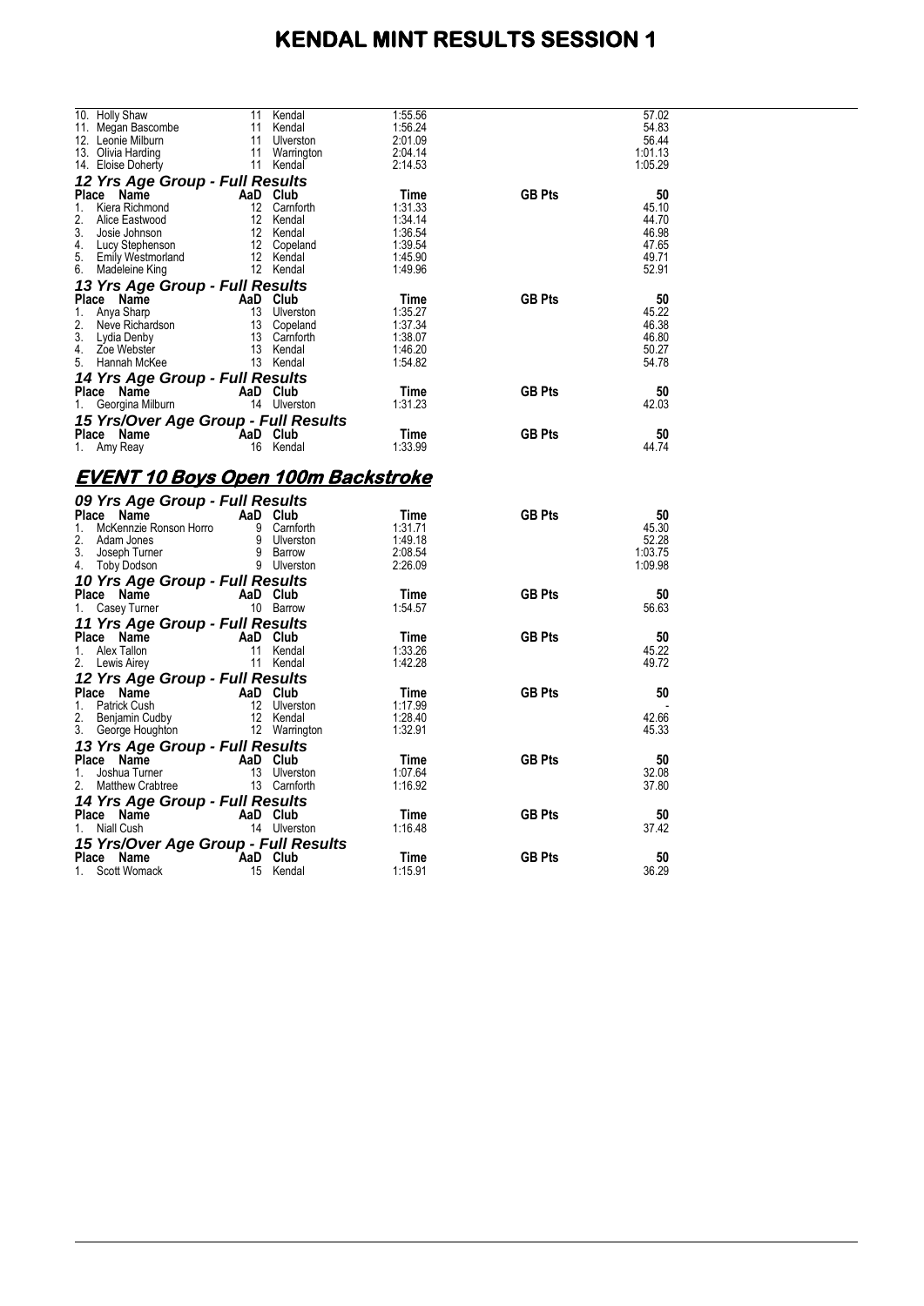# KENDAL MINT RESULTS SESSION 1

| Place | Name | AaD | Club | Time | GB Pts | 50 |
|---|---|---|---|---|---|---|
| 10. | Holly Shaw | 11 | Kendal | 1:55.56 | | 57.02 |
| 11. | Megan Bascombe | 11 | Kendal | 1:56.24 | | 54.83 |
| 12. | Leonie Milburn | 11 | Ulverston | 2:01.09 | | 56.44 |
| 13. | Olivia Harding | 11 | Warrington | 2:04.14 | | 1:01.13 |
| 14. | Eloise Doherty | 11 | Kendal | 2:14.53 | | 1:05.29 |

### *12 Yrs Age Group - Full Results*

| Place | Name | AaD | Club | Time | GB Pts | 50 |
|---|---|---|---|---|---|---|
| 1. | Kiera Richmond | 12 | Carnforth | 1:31.33 | | 45.10 |
| 2. | Alice Eastwood | 12 | Kendal | 1:34.14 | | 44.70 |
| 3. | Josie Johnson | 12 | Kendal | 1:36.54 | | 46.98 |
| 4. | Lucy Stephenson | 12 | Copeland | 1:39.54 | | 47.65 |
| 5. | Emily Westmorland | 12 | Kendal | 1:45.90 | | 49.71 |
| 6. | Madeleine King | 12 | Kendal | 1:49.96 | | 52.91 |

### *13 Yrs Age Group - Full Results*

| Place | Name | AaD | Club | Time | GB Pts | 50 |
|---|---|---|---|---|---|---|
| 1. | Anya Sharp | 13 | Ulverston | 1:35.27 | | 45.22 |
| 2. | Neve Richardson | 13 | Copeland | 1:37.34 | | 46.38 |
| 3. | Lydia Denby | 13 | Carnforth | 1:38.07 | | 46.80 |
| 4. | Zoe Webster | 13 | Kendal | 1:46.20 | | 50.27 |
| 5. | Hannah McKee | 13 | Kendal | 1:54.82 | | 54.78 |

### *14 Yrs Age Group - Full Results*

| Place | Name | AaD | Club | Time | GB Pts | 50 |
|---|---|---|---|---|---|---|
| 1. | Georgina Milburn | 14 | Ulverston | 1:31.23 | | 42.03 |

### *15 Yrs/Over Age Group - Full Results*

| Place | Name | AaD | Club | Time | GB Pts | 50 |
|---|---|---|---|---|---|---|
| 1. | Amy Reay | 16 | Kendal | 1:33.99 | | 44.74 |

## *EVENT 10 Boys Open 100m Backstroke*

### *09 Yrs Age Group - Full Results*

| Place | Name | AaD | Club | Time | GB Pts | 50 |
|---|---|---|---|---|---|---|
| 1. | McKennzie Ronson Horro | 9 | Carnforth | 1:31.71 | | 45.30 |
| 2. | Adam Jones | 9 | Ulverston | 1:49.18 | | 52.28 |
| 3. | Joseph Turner | 9 | Barrow | 2:08.54 | | 1:03.75 |
| 4. | Toby Dodson | 9 | Ulverston | 2:26.09 | | 1:09.98 |

### *10 Yrs Age Group - Full Results*

| Place | Name | AaD | Club | Time | GB Pts | 50 |
|---|---|---|---|---|---|---|
| 1. | Casey Turner | 10 | Barrow | 1:54.57 | | 56.63 |

### *11 Yrs Age Group - Full Results*

| Place | Name | AaD | Club | Time | GB Pts | 50 |
|---|---|---|---|---|---|---|
| 1. | Alex Tallon | 11 | Kendal | 1:33.26 | | 45.22 |
| 2. | Lewis Airey | 11 | Kendal | 1:42.28 | | 49.72 |

### *12 Yrs Age Group - Full Results*

| Place | Name | AaD | Club | Time | GB Pts | 50 |
|---|---|---|---|---|---|---|
| 1. | Patrick Cush | 12 | Ulverston | 1:17.99 | | - |
| 2. | Benjamin Cudby | 12 | Kendal | 1:28.40 | | 42.66 |
| 3. | George Houghton | 12 | Warrington | 1:32.91 | | 45.33 |

### *13 Yrs Age Group - Full Results*

| Place | Name | AaD | Club | Time | GB Pts | 50 |
|---|---|---|---|---|---|---|
| 1. | Joshua Turner | 13 | Ulverston | 1:07.64 | | 32.08 |
| 2. | Matthew Crabtree | 13 | Carnforth | 1:16.92 | | 37.80 |

### *14 Yrs Age Group - Full Results*

| Place | Name | AaD | Club | Time | GB Pts | 50 |
|---|---|---|---|---|---|---|
| 1. | Niall Cush | 14 | Ulverston | 1:16.48 | | 37.42 |

### *15 Yrs/Over Age Group - Full Results*

| Place | Name | AaD | Club | Time | GB Pts | 50 |
|---|---|---|---|---|---|---|
| 1. | Scott Womack | 15 | Kendal | 1:15.91 | | 36.29 |